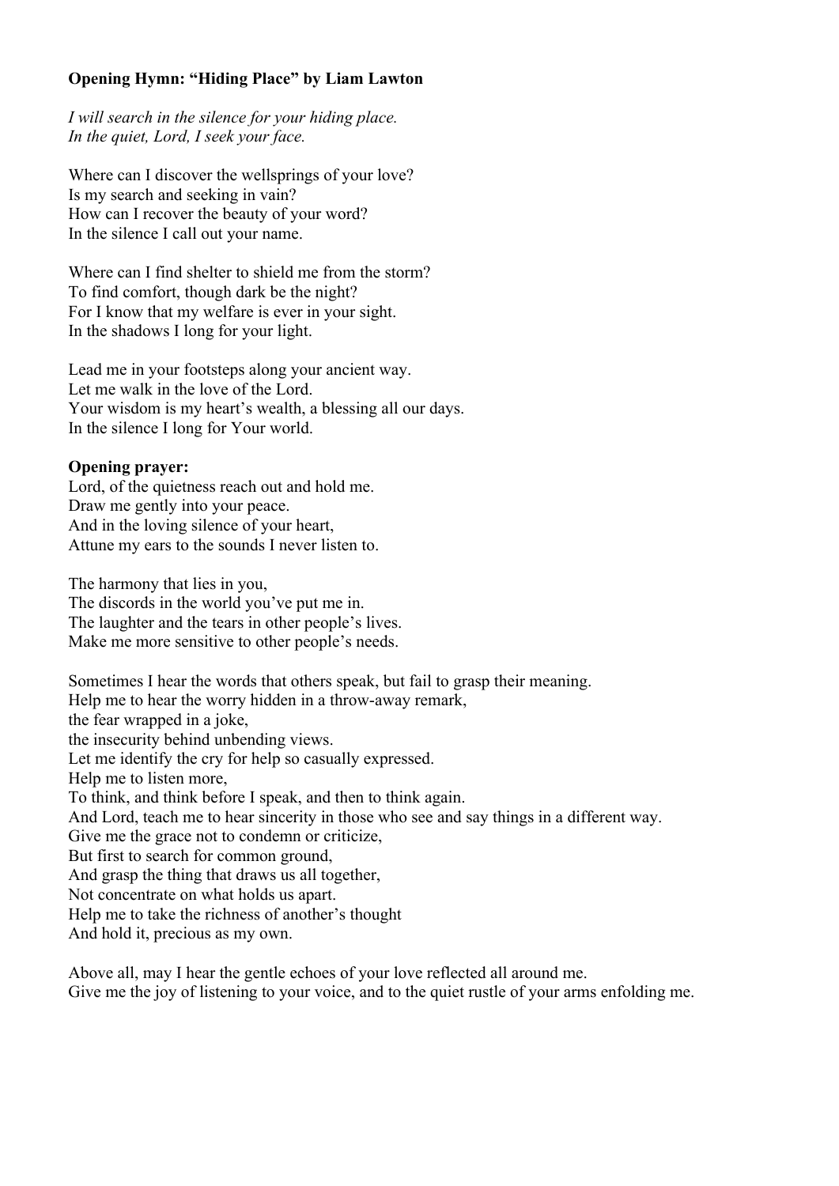**Opening Hymn: "Hiding Place" by Liam Lawton**

*I will search in the silence for your hiding place.*  
*In the quiet, Lord, I seek your face.*

Where can I discover the wellsprings of your love?  
Is my search and seeking in vain?  
How can I recover the beauty of your word?  
In the silence I call out your name.

Where can I find shelter to shield me from the storm?  
To find comfort, though dark be the night?  
For I know that my welfare is ever in your sight.  
In the shadows I long for your light.

Lead me in your footsteps along your ancient way.  
Let me walk in the love of the Lord.  
Your wisdom is my heart's wealth, a blessing all our days.  
In the silence I long for Your world.

**Opening prayer:**  
Lord, of the quietness reach out and hold me.  
Draw me gently into your peace.  
And in the loving silence of your heart,  
Attune my ears to the sounds I never listen to.

The harmony that lies in you,  
The discords in the world you've put me in.  
The laughter and the tears in other people's lives.  
Make me more sensitive to other people's needs.

Sometimes I hear the words that others speak, but fail to grasp their meaning.  
Help me to hear the worry hidden in a throw-away remark,  
the fear wrapped in a joke,  
the insecurity behind unbending views.  
Let me identify the cry for help so casually expressed.  
Help me to listen more,  
To think, and think before I speak, and then to think again.  
And Lord, teach me to hear sincerity in those who see and say things in a different way.  
Give me the grace not to condemn or criticize,  
But first to search for common ground,  
And grasp the thing that draws us all together,  
Not concentrate on what holds us apart.  
Help me to take the richness of another's thought  
And hold it, precious as my own.

Above all, may I hear the gentle echoes of your love reflected all around me.  
Give me the joy of listening to your voice, and to the quiet rustle of your arms enfolding me.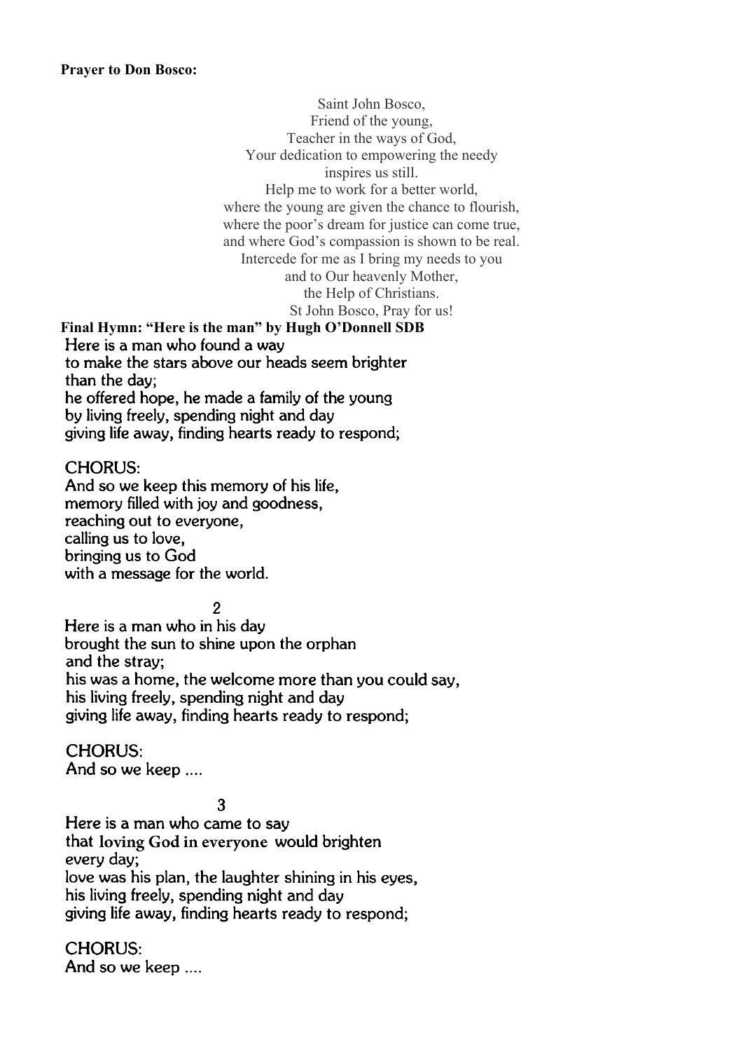**Prayer to Don Bosco:**

Saint John Bosco,
Friend of the young,
Teacher in the ways of God,
Your dedication to empowering the needy
inspires us still.
Help me to work for a better world,
where the young are given the chance to flourish,
where the poor's dream for justice can come true,
and where God's compassion is shown to be real.
Intercede for me as I bring my needs to you
and to Our heavenly Mother,
the Help of Christians.
St John Bosco, Pray for us!

**Final Hymn: "Here is the man" by Hugh O'Donnell SDB**

Here is a man who found a way
to make the stars above our heads seem brighter
than the day;
he offered hope, he made a family of the young
by living freely, spending night and day
giving life away, finding hearts ready to respond;

CHORUS:
And so we keep this memory of his life,
memory filled with joy and goodness,
reaching out to everyone,
calling us to love,
bringing us to God
with a message for the world.

2

Here is a man who in his day
brought the sun to shine upon the orphan
and the stray;
his was a home, the welcome more than you could say,
his living freely, spending night and day
giving life away, finding hearts ready to respond;

CHORUS:
And so we keep ....

3

Here is a man who came to say
that **loving God in everyone** would brighten
every day;
love was his plan, the laughter shining in his eyes,
his living freely, spending night and day
giving life away, finding hearts ready to respond;

CHORUS:
And so we keep ....